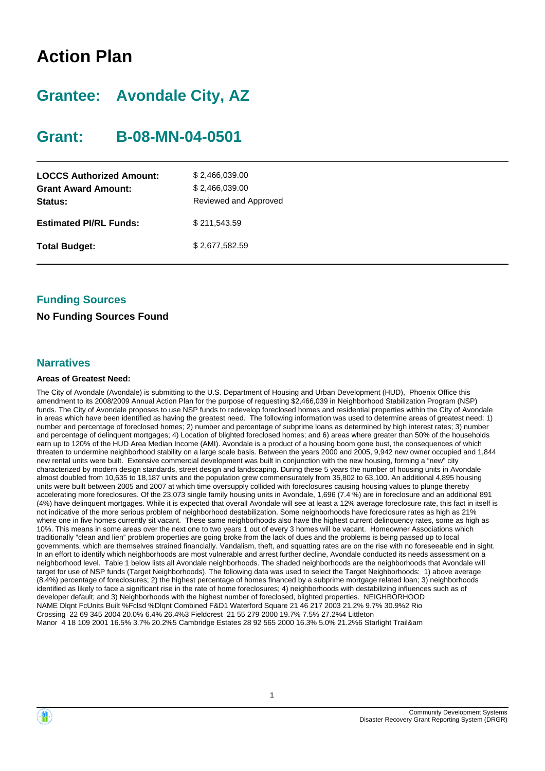# Action Plan

## Grantee: Avondale City, AZ

## Grant: B-08-MN-04-0501

| | |
|---|---|
| **LOCCS Authorized Amount:** | $ 2,466,039.00 |
| **Grant Award Amount:** | $ 2,466,039.00 |
| **Status:** | Reviewed and Approved |
| **Estimated PI/RL Funds:** | $ 211,543.59 |
| **Total Budget:** | $ 2,677,582.59 |

### Funding Sources

**No Funding Sources Found**

### Narratives

**Areas of Greatest Need:**

The City of Avondale (Avondale) is submitting to the U.S. Department of Housing and Urban Development (HUD), Phoenix Office this amendment to its 2008/2009 Annual Action Plan for the purpose of requesting $2,466,039 in Neighborhood Stabilization Program (NSP) funds. The City of Avondale proposes to use NSP funds to redevelop foreclosed homes and residential properties within the City of Avondale in areas which have been identified as having the greatest need. The following information was used to determine areas of greatest need: 1) number and percentage of foreclosed homes; 2) number and percentage of subprime loans as determined by high interest rates; 3) number and percentage of delinquent mortgages; 4) Location of blighted foreclosed homes; and 6) areas where greater than 50% of the households earn up to 120% of the HUD Area Median Income (AMI). Avondale is a product of a housing boom gone bust, the consequences of which threaten to undermine neighborhood stability on a large scale basis. Between the years 2000 and 2005, 9,942 new owner occupied and 1,844 new rental units were built. Extensive commercial development was built in conjunction with the new housing, forming a "new" city characterized by modern design standards, street design and landscaping. During these 5 years the number of housing units in Avondale almost doubled from 10,635 to 18,187 units and the population grew commensurately from 35,802 to 63,100. An additional 4,895 housing units were built between 2005 and 2007 at which time oversupply collided with foreclosures causing housing values to plunge thereby accelerating more foreclosures. Of the 23,073 single family housing units in Avondale, 1,696 (7.4 %) are in foreclosure and an additional 891 (4%) have delinquent mortgages. While it is expected that overall Avondale will see at least a 12% average foreclosure rate, this fact in itself is not indicative of the more serious problem of neighborhood destabilization. Some neighborhoods have foreclosure rates as high as 21% where one in five homes currently sit vacant. These same neighborhoods also have the highest current delinquency rates, some as high as 10%. This means in some areas over the next one to two years 1 out of every 3 homes will be vacant. Homeowner Associations which traditionally "clean and lien" problem properties are going broke from the lack of dues and the problems is being passed up to local governments, which are themselves strained financially. Vandalism, theft, and squatting rates are on the rise with no foreseeable end in sight. In an effort to identify which neighborhoods are most vulnerable and arrest further decline, Avondale conducted its needs assessment on a neighborhood level. Table 1 below lists all Avondale neighborhoods. The shaded neighborhoods are the neighborhoods that Avondale will target for use of NSP funds (Target Neighborhoods). The following data was used to select the Target Neighborhoods: 1) above average (8.4%) percentage of foreclosures; 2) the highest percentage of homes financed by a subprime mortgage related loan; 3) neighborhoods identified as likely to face a significant rise in the rate of home foreclosures; 4) neighborhoods with destabilizing influences such as of developer default; and 3) Neighborhoods with the highest number of foreclosed, blighted properties. NEIGHBORHOOD NAME Dlqnt FcUnits Built %Fclsd %Dlqnt Combined F&D1 Waterford Square 21 46 217 2003 21.2% 9.7% 30.9%2 Rio Crossing 22 69 345 2004 20.0% 6.4% 26.4%3 Fieldcrest 21 55 279 2000 19.7% 7.5% 27.2%4 Littleton Manor 4 18 109 2001 16.5% 3.7% 20.2%5 Cambridge Estates 28 92 565 2000 16.3% 5.0% 21.2%6 Starlight Trail&am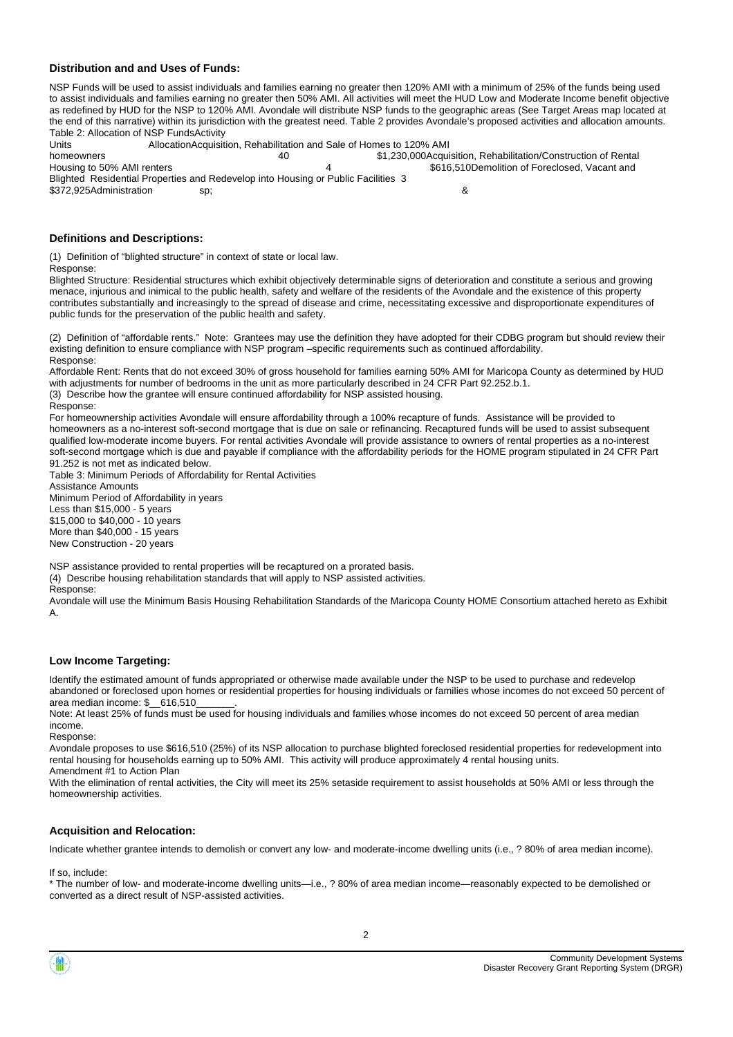### Distribution and and Uses of Funds:

NSP Funds will be used to assist individuals and families earning no greater then 120% AMI with a minimum of 25% of the funds being used to assist individuals and families earning no greater then 50% AMI. All activities will meet the HUD Low and Moderate Income benefit objective as redefined by HUD for the NSP to 120% AMI. Avondale will distribute NSP funds to the geographic areas (See Target Areas map located at the end of this narrative) within its jurisdiction with the greatest need. Table 2 provides Avondale's proposed activities and allocation amounts.
Table 2: Allocation of NSP FundsActivity
Units AllocationAcquisition, Rehabilitation and Sale of Homes to 120% AMI
homeowners 40 $1,230,000Acquisition, Rehabilitation/Construction of Rental
Housing to 50% AMI renters 4 $616,510Demolition of Foreclosed, Vacant and
Blighted Residential Properties and Redevelop into Housing or Public Facilities 3
$372,925Administration sp; &

### Definitions and Descriptions:

(1) Definition of "blighted structure" in context of state or local law.
Response:
Blighted Structure: Residential structures which exhibit objectively determinable signs of deterioration and constitute a serious and growing menace, injurious and inimical to the public health, safety and welfare of the residents of the Avondale and the existence of this property contributes substantially and increasingly to the spread of disease and crime, necessitating excessive and disproportionate expenditures of public funds for the preservation of the public health and safety.

(2) Definition of "affordable rents." Note: Grantees may use the definition they have adopted for their CDBG program but should review their existing definition to ensure compliance with NSP program –specific requirements such as continued affordability.
Response:
Affordable Rent: Rents that do not exceed 30% of gross household for families earning 50% AMI for Maricopa County as determined by HUD with adjustments for number of bedrooms in the unit as more particularly described in 24 CFR Part 92.252.b.1.
(3) Describe how the grantee will ensure continued affordability for NSP assisted housing.
Response:
For homeownership activities Avondale will ensure affordability through a 100% recapture of funds. Assistance will be provided to homeowners as a no-interest soft-second mortgage that is due on sale or refinancing. Recaptured funds will be used to assist subsequent qualified low-moderate income buyers. For rental activities Avondale will provide assistance to owners of rental properties as a no-interest soft-second mortgage which is due and payable if compliance with the affordability periods for the HOME program stipulated in 24 CFR Part 91.252 is not met as indicated below.
Table 3: Minimum Periods of Affordability for Rental Activities
Assistance Amounts
Minimum Period of Affordability in years
Less than $15,000 - 5 years
$15,000 to $40,000 - 10 years
More than $40,000 - 15 years
New Construction - 20 years

NSP assistance provided to rental properties will be recaptured on a prorated basis.
(4) Describe housing rehabilitation standards that will apply to NSP assisted activities.
Response:
Avondale will use the Minimum Basis Housing Rehabilitation Standards of the Maricopa County HOME Consortium attached hereto as Exhibit A.

### Low Income Targeting:

Identify the estimated amount of funds appropriated or otherwise made available under the NSP to be used to purchase and redevelop abandoned or foreclosed upon homes or residential properties for housing individuals or families whose incomes do not exceed 50 percent of area median income: $\_\_616,510\_\_\_\_\_\_\_.
Note: At least 25% of funds must be used for housing individuals and families whose incomes do not exceed 50 percent of area median income.
Response:
Avondale proposes to use $616,510 (25%) of its NSP allocation to purchase blighted foreclosed residential properties for redevelopment into rental housing for households earning up to 50% AMI. This activity will produce approximately 4 rental housing units.
Amendment #1 to Action Plan
With the elimination of rental activities, the City will meet its 25% setaside requirement to assist households at 50% AMI or less through the homeownership activities.

### Acquisition and Relocation:

Indicate whether grantee intends to demolish or convert any low- and moderate-income dwelling units (i.e., ? 80% of area median income).

If so, include:
* The number of low- and moderate-income dwelling units—i.e., ? 80% of area median income—reasonably expected to be demolished or converted as a direct result of NSP-assisted activities.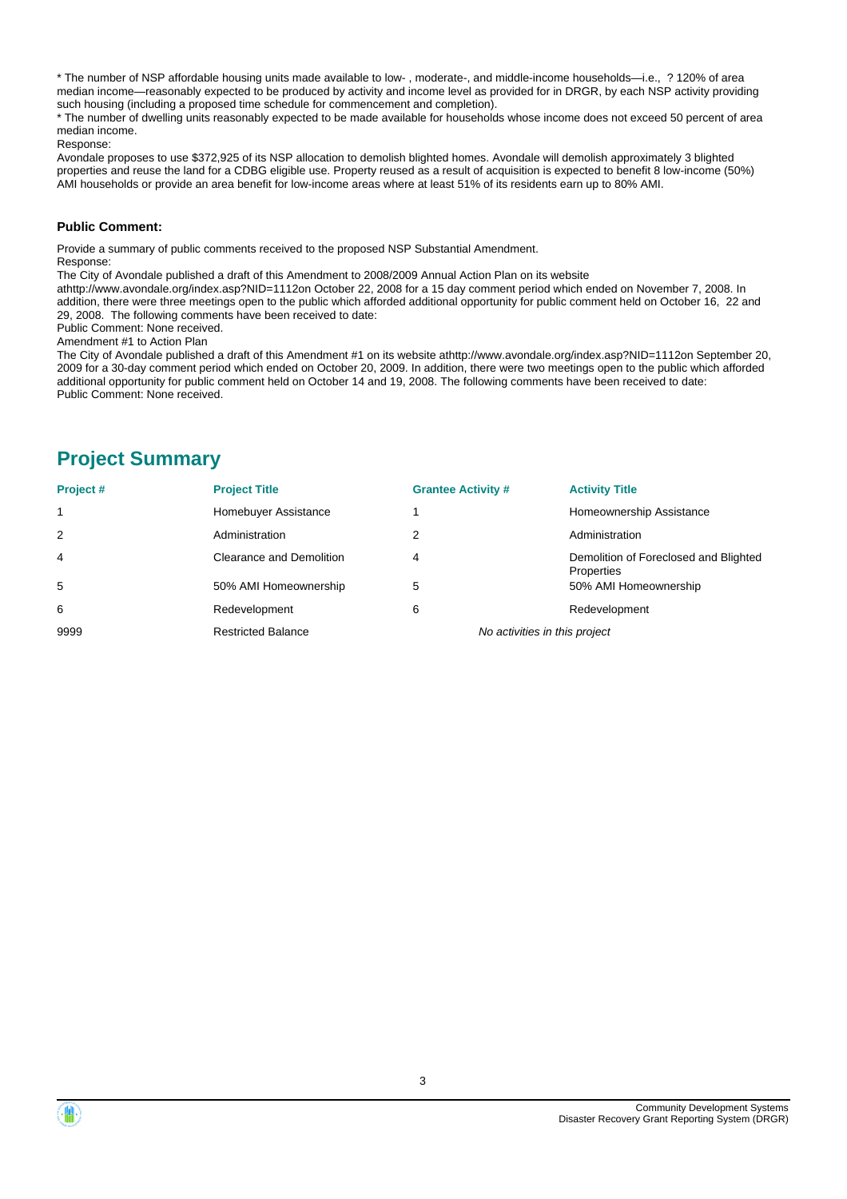* The number of NSP affordable housing units made available to low- , moderate-, and middle-income households—i.e., ? 120% of area median income—reasonably expected to be produced by activity and income level as provided for in DRGR, by each NSP activity providing such housing (including a proposed time schedule for commencement and completion).

* The number of dwelling units reasonably expected to be made available for households whose income does not exceed 50 percent of area median income.

Response:

Avondale proposes to use $372,925 of its NSP allocation to demolish blighted homes. Avondale will demolish approximately 3 blighted properties and reuse the land for a CDBG eligible use. Property reused as a result of acquisition is expected to benefit 8 low-income (50%) AMI households or provide an area benefit for low-income areas where at least 51% of its residents earn up to 80% AMI.

**Public Comment:**

Provide a summary of public comments received to the proposed NSP Substantial Amendment.

Response:

The City of Avondale published a draft of this Amendment to 2008/2009 Annual Action Plan on its website athttp://www.avondale.org/index.asp?NID=1112on October 22, 2008 for a 15 day comment period which ended on November 7, 2008. In addition, there were three meetings open to the public which afforded additional opportunity for public comment held on October 16, 22 and 29, 2008. The following comments have been received to date:

Public Comment: None received.

Amendment #1 to Action Plan

The City of Avondale published a draft of this Amendment #1 on its website athttp://www.avondale.org/index.asp?NID=1112on September 20, 2009 for a 30-day comment period which ended on October 20, 2009. In addition, there were two meetings open to the public which afforded additional opportunity for public comment held on October 14 and 19, 2008. The following comments have been received to date:

Public Comment: None received.

## Project Summary

| Project # | Project Title | Grantee Activity # | Activity Title |
|---|---|---|---|
| 1 | Homebuyer Assistance | 1 | Homeownership Assistance |
| 2 | Administration | 2 | Administration |
| 4 | Clearance and Demolition | 4 | Demolition of Foreclosed and Blighted Properties |
| 5 | 50% AMI Homeownership | 5 | 50% AMI Homeownership |
| 6 | Redevelopment | 6 | Redevelopment |
| 9999 | Restricted Balance | *No activities in this project* | |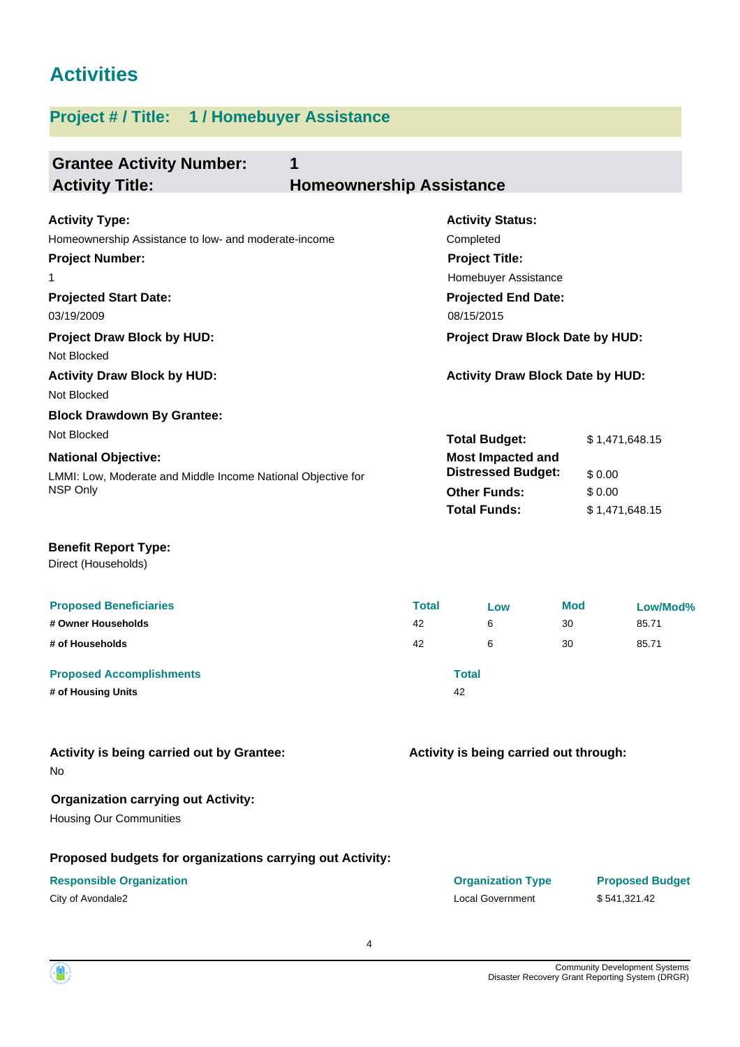# Activities

## Project # / Title: 1 / Homebuyer Assistance

**Grantee Activity Number:** 1
**Activity Title:** Homeownership Assistance

**Activity Type:**
Homeownership Assistance to low- and moderate-income

**Activity Status:**
Completed

**Project Number:**
1

**Project Title:**
Homebuyer Assistance

**Projected Start Date:**
03/19/2009

**Projected End Date:**
08/15/2015

**Project Draw Block by HUD:**
Not Blocked

**Project Draw Block Date by HUD:**

**Activity Draw Block by HUD:**
Not Blocked

**Activity Draw Block Date by HUD:**

**Block Drawdown By Grantee:**
Not Blocked

**National Objective:**
LMMI: Low, Moderate and Middle Income National Objective for NSP Only

| | |
|---|---|
| **Total Budget:** | $ 1,471,648.15 |
| **Most Impacted and Distressed Budget:** | $ 0.00 |
| **Other Funds:** | $ 0.00 |
| **Total Funds:** | $ 1,471,648.15 |

**Benefit Report Type:**
Direct (Households)

| Proposed Beneficiaries | Total | Low | Mod | Low/Mod% |
|---|---|---|---|---|
| # Owner Households | 42 | 6 | 30 | 85.71 |
| # of Households | 42 | 6 | 30 | 85.71 |

| Proposed Accomplishments | Total |
|---|---|
| # of Housing Units | 42 |

**Activity is being carried out by Grantee:**
No

**Activity is being carried out through:**

**Organization carrying out Activity:**
Housing Our Communities

**Proposed budgets for organizations carrying out Activity:**

| Responsible Organization | Organization Type | Proposed Budget |
|---|---|---|
| City of Avondale2 | Local Government | $ 541,321.42 |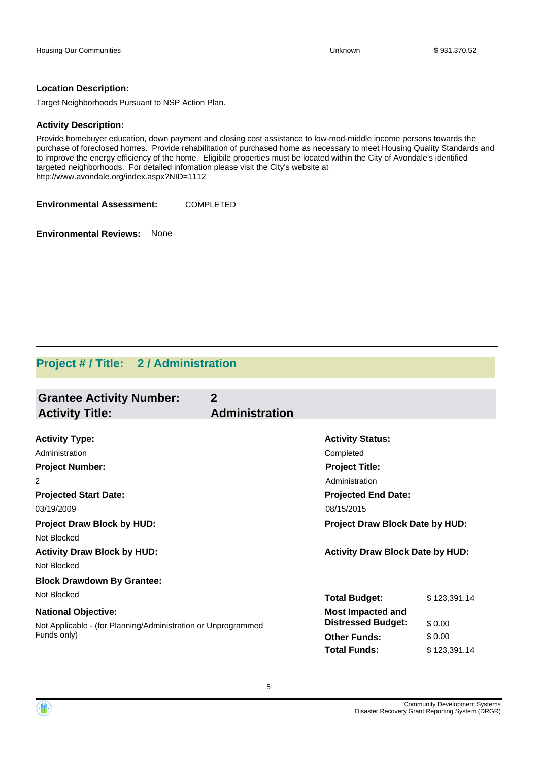| Housing Our Communities | Unknown | $ 931,370.52 |
|---|---|---|

**Location Description:**

Target Neighborhoods Pursuant to NSP Action Plan.

**Activity Description:**

Provide homebuyer education, down payment and closing cost assistance to low-mod-middle income persons towards the purchase of foreclosed homes. Provide rehabilitation of purchased home as necessary to meet Housing Quality Standards and to improve the energy efficiency of the home. Eligibile properties must be located within the City of Avondale's identified targeted neighborhoods. For detailed infomation please visit the City's website at http://www.avondale.org/index.aspx?NID=1112

**Environmental Assessment:** COMPLETED

**Environmental Reviews:** None

## Project # / Title: 2 / Administration

### Grantee Activity Number: 2
### Activity Title: Administration

**Activity Type:**
Administration

**Activity Status:**
Completed

**Project Number:**
2

**Project Title:**
Administration

**Projected Start Date:**
03/19/2009

**Projected End Date:**
08/15/2015

**Project Draw Block by HUD:**
Not Blocked

**Project Draw Block Date by HUD:**

**Activity Draw Block by HUD:**
Not Blocked

**Activity Draw Block Date by HUD:**

**Block Drawdown By Grantee:**
Not Blocked

**National Objective:**
Not Applicable - (for Planning/Administration or Unprogrammed Funds only)

| | |
|---|---|
| **Total Budget:** | $ 123,391.14 |
| **Most Impacted and Distressed Budget:** | $ 0.00 |
| **Other Funds:** | $ 0.00 |
| **Total Funds:** | $ 123,391.14 |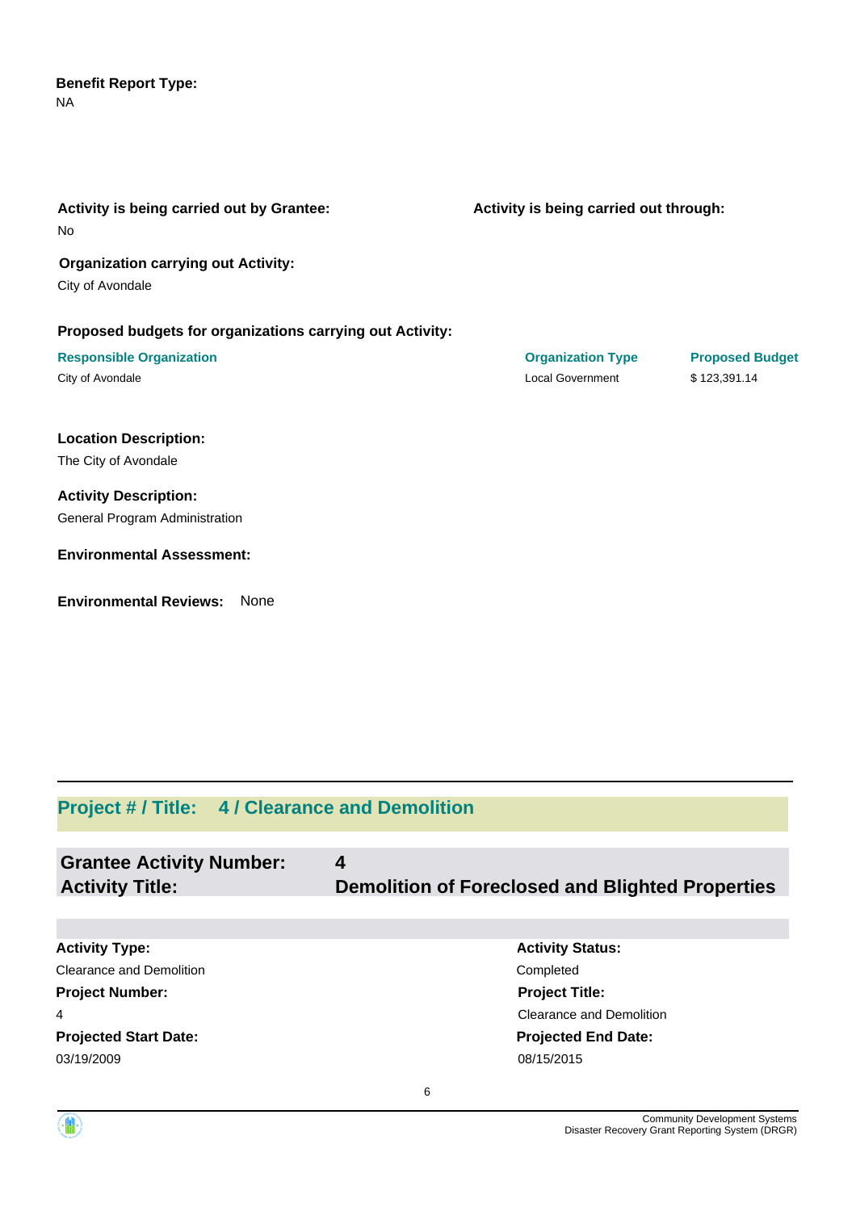**Benefit Report Type:**
NA

**Activity is being carried out by Grantee:**
No

**Activity is being carried out through:**

**Organization carrying out Activity:**
City of Avondale

**Proposed budgets for organizations carrying out Activity:**

| Responsible Organization | Organization Type | Proposed Budget |
|---|---|---|
| City of Avondale | Local Government | $ 123,391.14 |

**Location Description:**
The City of Avondale

**Activity Description:**
General Program Administration

**Environmental Assessment:**

**Environmental Reviews:** None

## Project # / Title: 4 / Clearance and Demolition

**Grantee Activity Number:** 4
**Activity Title:** Demolition of Foreclosed and Blighted Properties

**Activity Type:**
Clearance and Demolition

**Activity Status:**
Completed

**Project Number:**
4

**Project Title:**
Clearance and Demolition

**Projected Start Date:**
03/19/2009

**Projected End Date:**
08/15/2015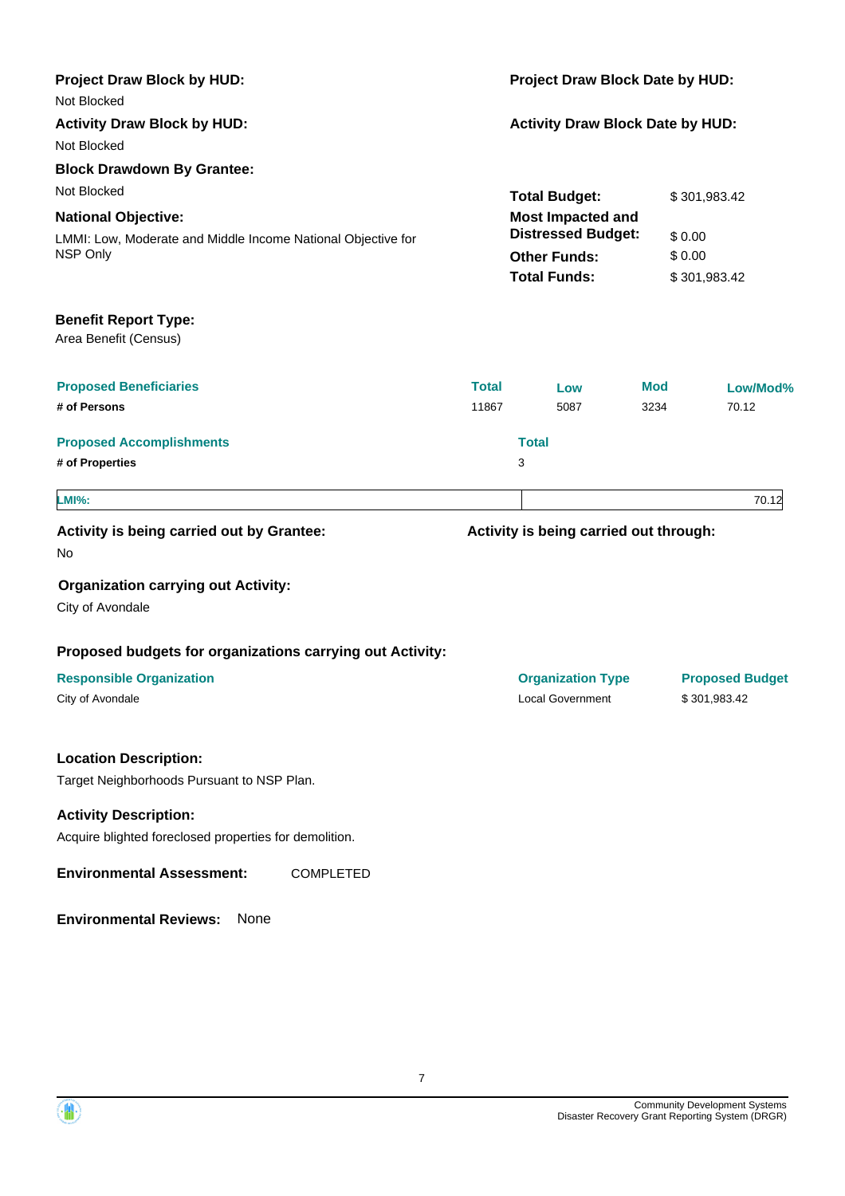**Project Draw Block by HUD:**
Not Blocked

**Project Draw Block Date by HUD:**

**Activity Draw Block by HUD:**
Not Blocked

**Activity Draw Block Date by HUD:**

**Block Drawdown By Grantee:**
Not Blocked

**National Objective:**
LMMI: Low, Moderate and Middle Income National Objective for NSP Only

| | |
|---|---|
| **Total Budget:** | $ 301,983.42 |
| **Most Impacted and Distressed Budget:** | $ 0.00 |
| **Other Funds:** | $ 0.00 |
| **Total Funds:** | $ 301,983.42 |

**Benefit Report Type:**
Area Benefit (Census)

| Proposed Beneficiaries | Total | Low | Mod | Low/Mod% |
|---|---|---|---|---|
| # of Persons | 11867 | 5087 | 3234 | 70.12 |

| Proposed Accomplishments | Total |
|---|---|
| # of Properties | 3 |

| LMI%: | 70.12 |
|---|---|

**Activity is being carried out by Grantee:**
No

**Activity is being carried out through:**

**Organization carrying out Activity:**
City of Avondale

**Proposed budgets for organizations carrying out Activity:**

| Responsible Organization | Organization Type | Proposed Budget |
|---|---|---|
| City of Avondale | Local Government | $ 301,983.42 |

**Location Description:**
Target Neighborhoods Pursuant to NSP Plan.

**Activity Description:**
Acquire blighted foreclosed properties for demolition.

**Environmental Assessment:** COMPLETED

**Environmental Reviews:** None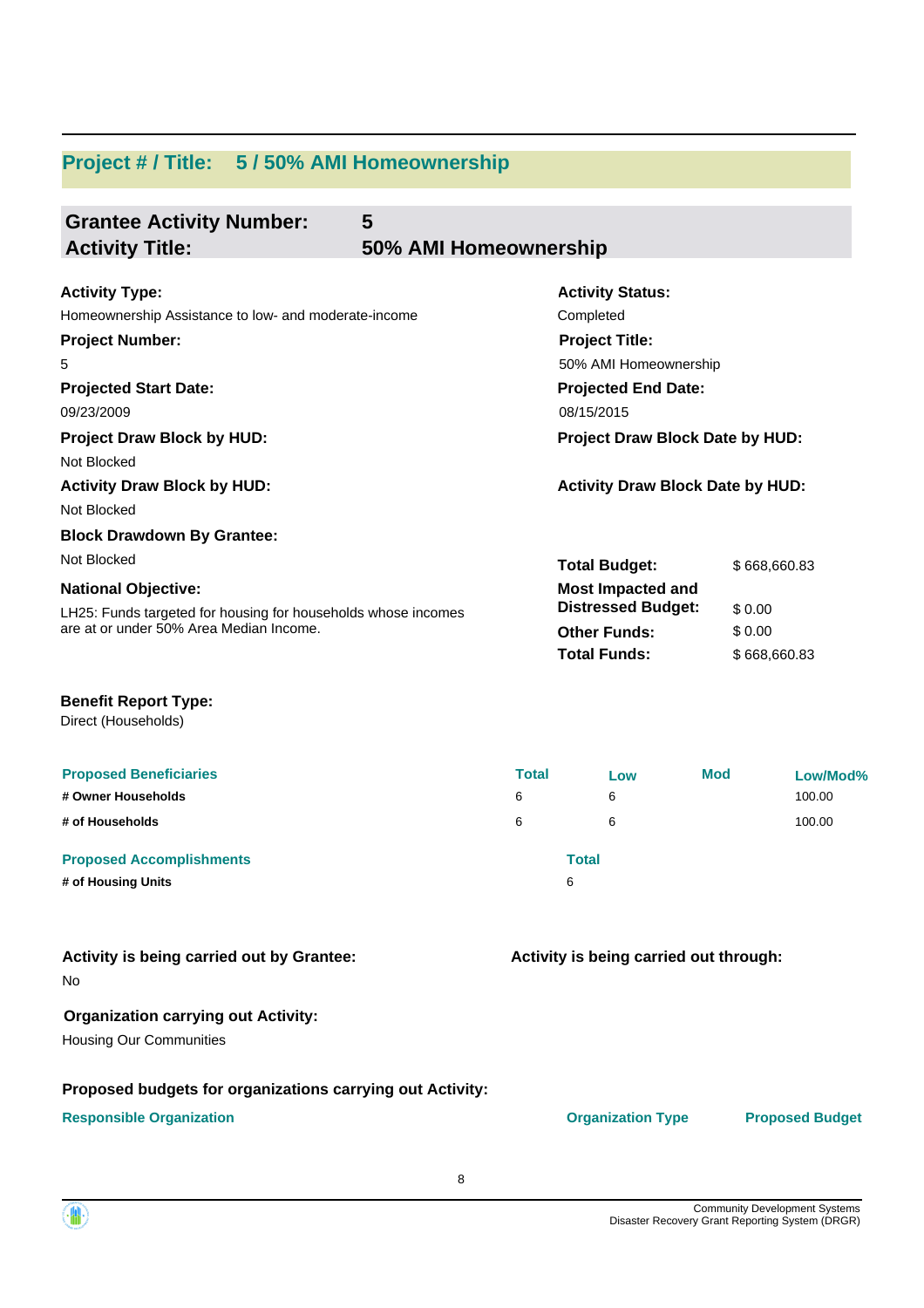## Project # / Title: 5 / 50% AMI Homeownership

### Grantee Activity Number: 5
### Activity Title: 50% AMI Homeownership

**Activity Type:**
Homeownership Assistance to low- and moderate-income

**Activity Status:**
Completed

**Project Number:**
5

**Project Title:**
50% AMI Homeownership

**Projected Start Date:**
09/23/2009

**Projected End Date:**
08/15/2015

**Project Draw Block by HUD:**
Not Blocked

**Project Draw Block Date by HUD:**

**Activity Draw Block by HUD:**
Not Blocked

**Activity Draw Block Date by HUD:**

**Block Drawdown By Grantee:**
Not Blocked

**National Objective:**
LH25: Funds targeted for housing for households whose incomes are at or under 50% Area Median Income.

| | |
|---|---|
| **Total Budget:** | $ 668,660.83 |
| **Most Impacted and Distressed Budget:** | $ 0.00 |
| **Other Funds:** | $ 0.00 |
| **Total Funds:** | $ 668,660.83 |

**Benefit Report Type:**
Direct (Households)

| Proposed Beneficiaries | Total | Low | Mod | Low/Mod% |
|---|---|---|---|---|
| # Owner Households | 6 | 6 | | 100.00 |
| # of Households | 6 | 6 | | 100.00 |

| Proposed Accomplishments | Total |
|---|---|
| # of Housing Units | 6 |

**Activity is being carried out by Grantee:**
No

**Activity is being carried out through:**

**Organization carrying out Activity:**
Housing Our Communities

**Proposed budgets for organizations carrying out Activity:**

| Responsible Organization | Organization Type | Proposed Budget |
|---|---|---|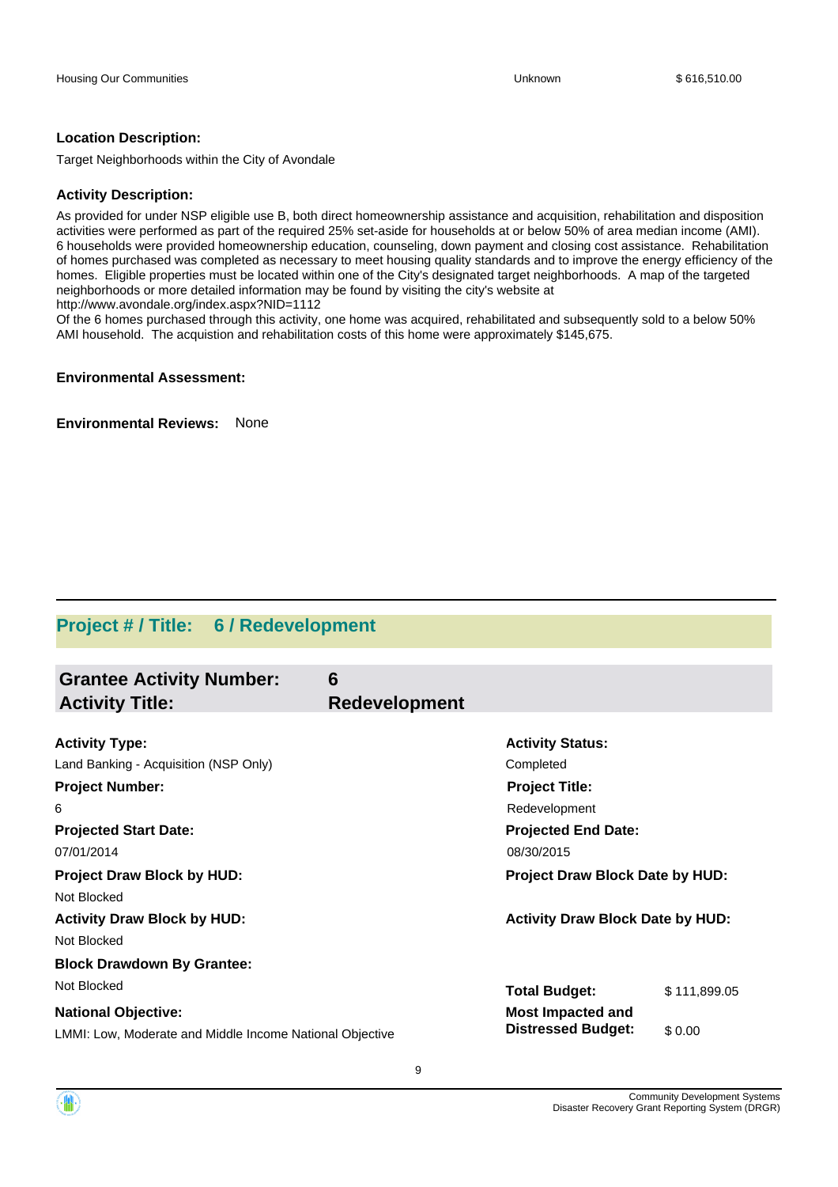| Housing Our Communities | Unknown | $ 616,510.00 |
|---|---|---|

**Location Description:**

Target Neighborhoods within the City of Avondale

**Activity Description:**

As provided for under NSP eligible use B, both direct homeownership assistance and acquisition, rehabilitation and disposition activities were performed as part of the required 25% set-aside for households at or below 50% of area median income (AMI). 6 households were provided homeownership education, counseling, down payment and closing cost assistance. Rehabilitation of homes purchased was completed as necessary to meet housing quality standards and to improve the energy efficiency of the homes. Eligible properties must be located within one of the City's designated target neighborhoods. A map of the targeted neighborhoods or more detailed information may be found by visiting the city's website at http://www.avondale.org/index.aspx?NID=1112

Of the 6 homes purchased through this activity, one home was acquired, rehabilitated and subsequently sold to a below 50% AMI household. The acquistion and rehabilitation costs of this home were approximately $145,675.

**Environmental Assessment:**

**Environmental Reviews:** None

## Project # / Title: 6 / Redevelopment

**Grantee Activity Number:** 6
**Activity Title:** Redevelopment

**Activity Type:**
Land Banking - Acquisition (NSP Only)

**Activity Status:**
Completed

**Project Number:**
6

**Project Title:**
Redevelopment

**Projected Start Date:**
07/01/2014

**Projected End Date:**
08/30/2015

**Project Draw Block by HUD:**
Not Blocked

**Project Draw Block Date by HUD:**

**Activity Draw Block by HUD:**
Not Blocked

**Activity Draw Block Date by HUD:**

**Block Drawdown By Grantee:**
Not Blocked

**Total Budget:** $ 111,899.05

**National Objective:**
LMMI: Low, Moderate and Middle Income National Objective

**Most Impacted and Distressed Budget:** $ 0.00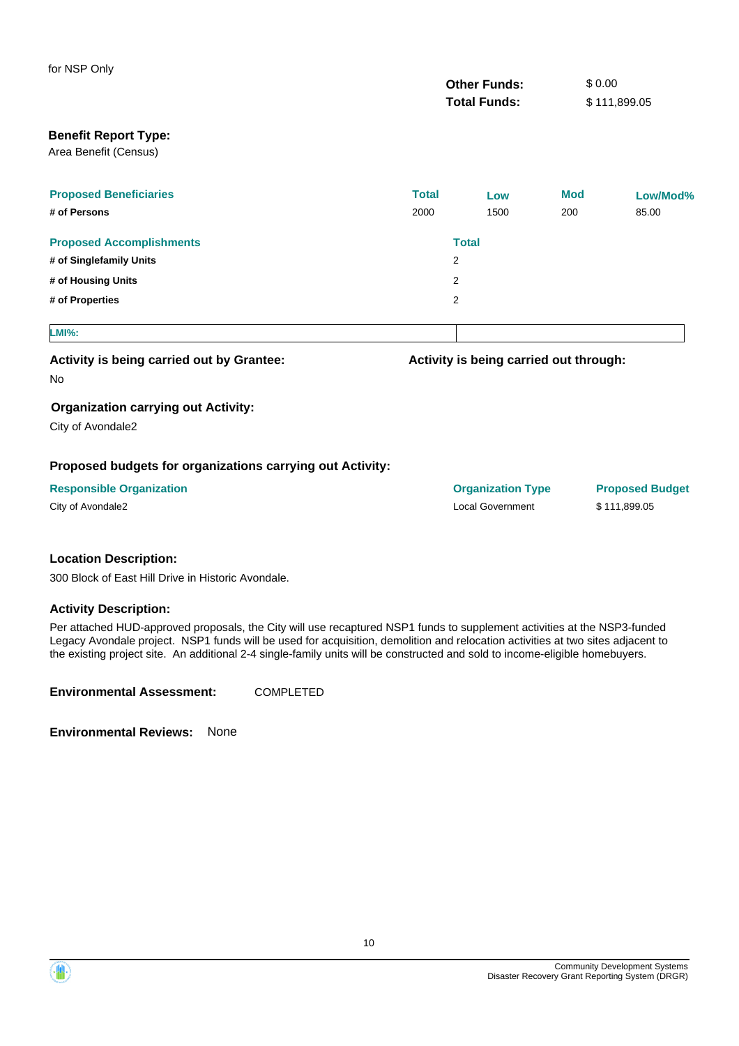for NSP Only

| | |
|---|---|
| **Other Funds:** | $ 0.00 |
| **Total Funds:** | $ 111,899.05 |

**Benefit Report Type:**

Area Benefit (Census)

| Proposed Beneficiaries | Total | Low | Mod | Low/Mod% |
|---|---|---|---|---|
| # of Persons | 2000 | 1500 | 200 | 85.00 |

| Proposed Accomplishments | Total |
|---|---|
| # of Singlefamily Units | 2 |
| # of Housing Units | 2 |
| # of Properties | 2 |

| LMI%: | |
|---|---|

**Activity is being carried out by Grantee:**

No

**Activity is being carried out through:**

**Organization carrying out Activity:**

City of Avondale2

**Proposed budgets for organizations carrying out Activity:**

| Responsible Organization | Organization Type | Proposed Budget |
|---|---|---|
| City of Avondale2 | Local Government | $ 111,899.05 |

**Location Description:**

300 Block of East Hill Drive in Historic Avondale.

**Activity Description:**

Per attached HUD-approved proposals, the City will use recaptured NSP1 funds to supplement activities at the NSP3-funded Legacy Avondale project. NSP1 funds will be used for acquisition, demolition and relocation activities at two sites adjacent to the existing project site. An additional 2-4 single-family units will be constructed and sold to income-eligible homebuyers.

**Environmental Assessment:** COMPLETED

**Environmental Reviews:** None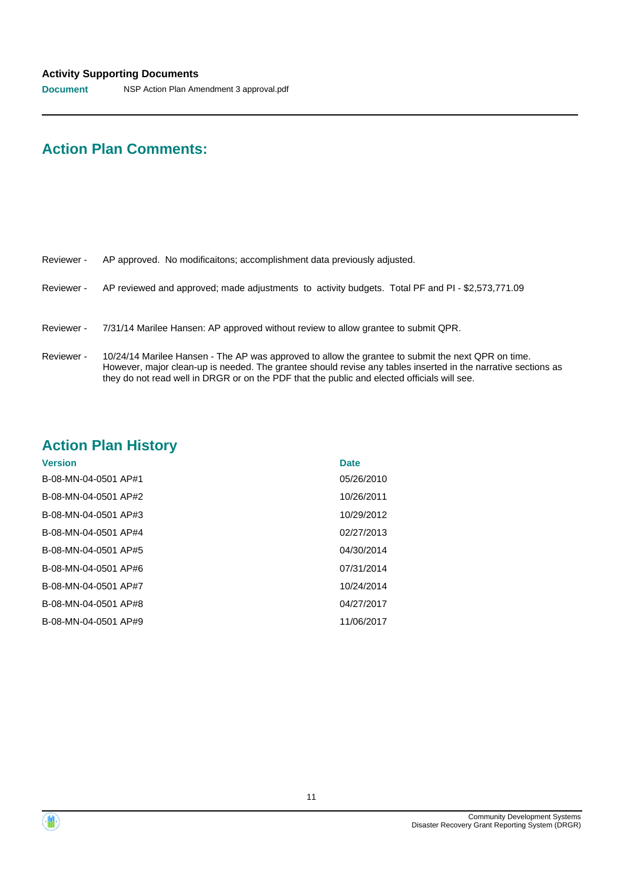### Activity Supporting Documents

**Document** NSP Action Plan Amendment 3 approval.pdf

## Action Plan Comments:

Reviewer - AP approved. No modificaitons; accomplishment data previously adjusted.

Reviewer - AP reviewed and approved; made adjustments to activity budgets. Total PF and PI - $2,573,771.09

Reviewer - 7/31/14 Marilee Hansen: AP approved without review to allow grantee to submit QPR.

Reviewer - 10/24/14 Marilee Hansen - The AP was approved to allow the grantee to submit the next QPR on time. However, major clean-up is needed. The grantee should revise any tables inserted in the narrative sections as they do not read well in DRGR or on the PDF that the public and elected officials will see.

## Action Plan History

| Version | Date |
|---|---|
| B-08-MN-04-0501 AP#1 | 05/26/2010 |
| B-08-MN-04-0501 AP#2 | 10/26/2011 |
| B-08-MN-04-0501 AP#3 | 10/29/2012 |
| B-08-MN-04-0501 AP#4 | 02/27/2013 |
| B-08-MN-04-0501 AP#5 | 04/30/2014 |
| B-08-MN-04-0501 AP#6 | 07/31/2014 |
| B-08-MN-04-0501 AP#7 | 10/24/2014 |
| B-08-MN-04-0501 AP#8 | 04/27/2017 |
| B-08-MN-04-0501 AP#9 | 11/06/2017 |